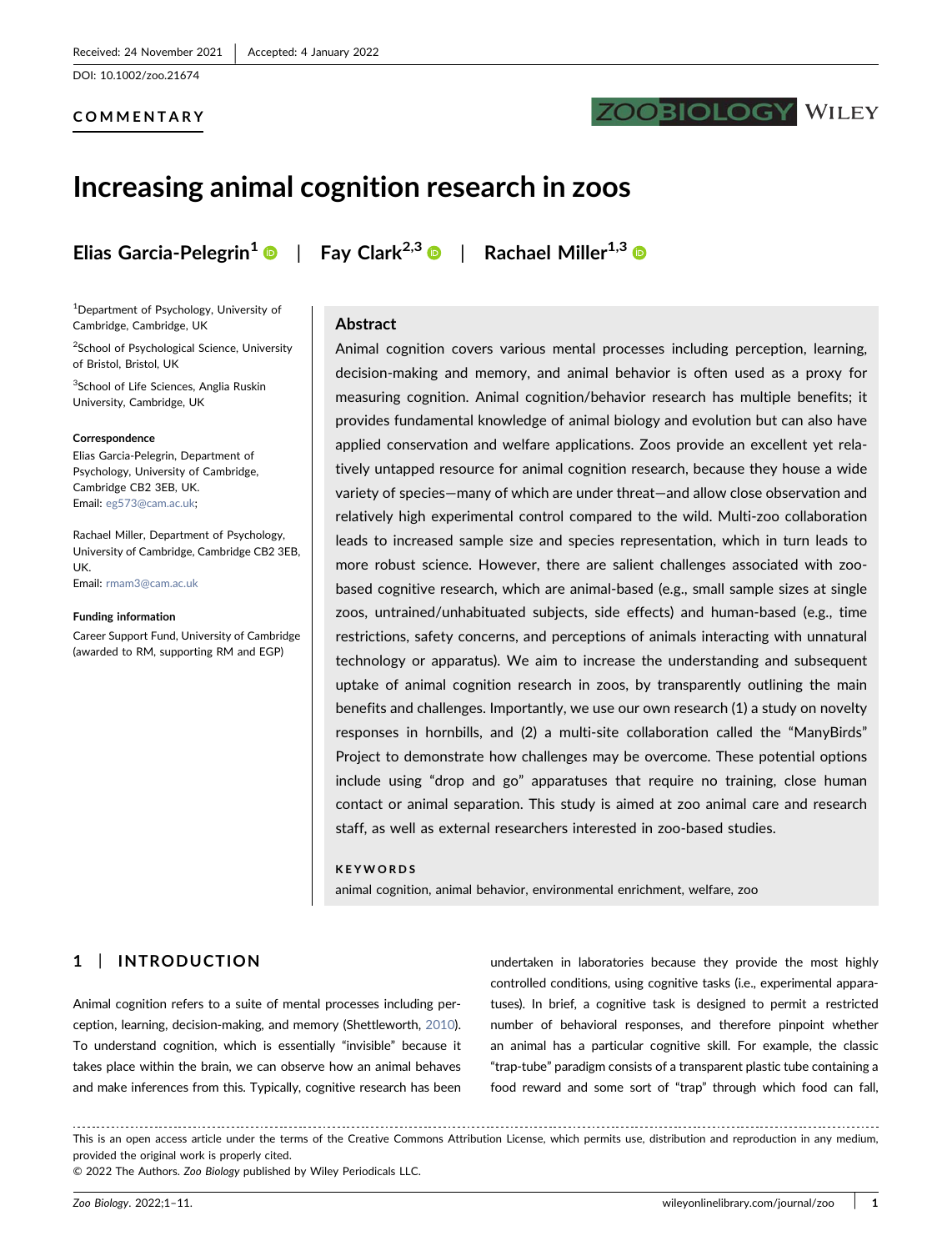Received: 24 November 2021 | Accepted: 4 January 2022

DOI: 10.1002/zoo.21674

COMMENTARY

# Increasing animal cognition research in zoos

**Elias Garcia-Pelegrin**[1] | **Fay Clark**[2,3] | **Rachael Miller**[1,3]

[1]Department of Psychology, University of Cambridge, Cambridge, UK

[2]School of Psychological Science, University of Bristol, Bristol, UK

[3]School of Life Sciences, Anglia Ruskin University, Cambridge, UK

**Correspondence**

Elias Garcia-Pelegrin, Department of Psychology, University of Cambridge, Cambridge CB2 3EB, UK.
Email: eg573@cam.ac.uk;

Rachael Miller, Department of Psychology, University of Cambridge, Cambridge CB2 3EB, UK.
Email: rmam3@cam.ac.uk

**Funding information**

Career Support Fund, University of Cambridge (awarded to RM, supporting RM and EGP)

## Abstract

Animal cognition covers various mental processes including perception, learning, decision-making and memory, and animal behavior is often used as a proxy for measuring cognition. Animal cognition/behavior research has multiple benefits; it provides fundamental knowledge of animal biology and evolution but can also have applied conservation and welfare applications. Zoos provide an excellent yet relatively untapped resource for animal cognition research, because they house a wide variety of species—many of which are under threat—and allow close observation and relatively high experimental control compared to the wild. Multi-zoo collaboration leads to increased sample size and species representation, which in turn leads to more robust science. However, there are salient challenges associated with zoo-based cognitive research, which are animal-based (e.g., small sample sizes at single zoos, untrained/unhabituated subjects, side effects) and human-based (e.g., time restrictions, safety concerns, and perceptions of animals interacting with unnatural technology or apparatus). We aim to increase the understanding and subsequent uptake of animal cognition research in zoos, by transparently outlining the main benefits and challenges. Importantly, we use our own research (1) a study on novelty responses in hornbills, and (2) a multi-site collaboration called the "ManyBirds" Project to demonstrate how challenges may be overcome. These potential options include using "drop and go" apparatuses that require no training, close human contact or animal separation. This study is aimed at zoo animal care and research staff, as well as external researchers interested in zoo-based studies.

**KEYWORDS**

animal cognition, animal behavior, environmental enrichment, welfare, zoo

## 1 | INTRODUCTION

Animal cognition refers to a suite of mental processes including perception, learning, decision-making, and memory (Shettleworth, 2010). To understand cognition, which is essentially "invisible" because it takes place within the brain, we can observe how an animal behaves and make inferences from this. Typically, cognitive research has been undertaken in laboratories because they provide the most highly controlled conditions, using cognitive tasks (i.e., experimental apparatuses). In brief, a cognitive task is designed to permit a restricted number of behavioral responses, and therefore pinpoint whether an animal has a particular cognitive skill. For example, the classic "trap-tube" paradigm consists of a transparent plastic tube containing a food reward and some sort of "trap" through which food can fall,

This is an open access article under the terms of the Creative Commons Attribution License, which permits use, distribution and reproduction in any medium, provided the original work is properly cited.
© 2022 The Authors. *Zoo Biology* published by Wiley Periodicals LLC.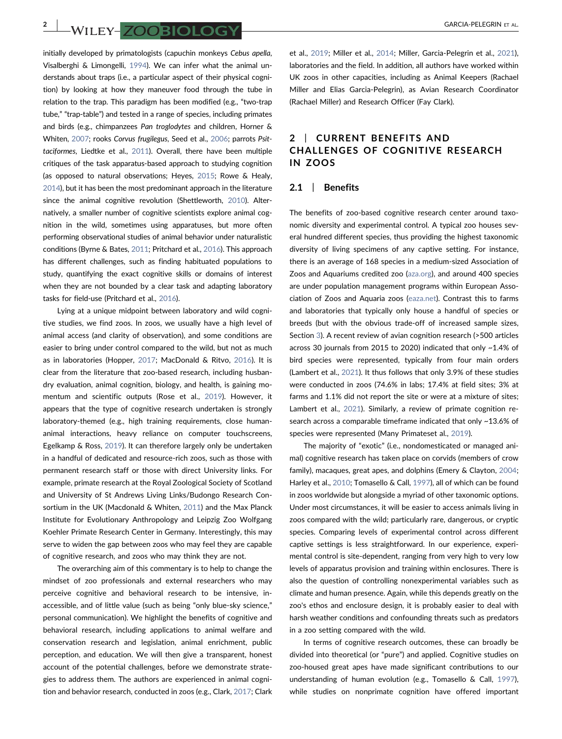initially developed by primatologists (capuchin monkeys *Cebus apella*, Visalberghi & Limongelli, 1994). We can infer what the animal understands about traps (i.e., a particular aspect of their physical cognition) by looking at how they maneuver food through the tube in relation to the trap. This paradigm has been modified (e.g., "two-trap tube," "trap-table") and tested in a range of species, including primates and birds (e.g., chimpanzees *Pan troglodytes* and children, Horner & Whiten, 2007; rooks *Corvus frugilegus*, Seed et al., 2006; parrots *Psittaciformes*, Liedtke et al., 2011). Overall, there have been multiple critiques of the task apparatus-based approach to studying cognition (as opposed to natural observations; Heyes, 2015; Rowe & Healy, 2014), but it has been the most predominant approach in the literature since the animal cognitive revolution (Shettleworth, 2010). Alternatively, a smaller number of cognitive scientists explore animal cognition in the wild, sometimes using apparatuses, but more often performing observational studies of animal behavior under naturalistic conditions (Byrne & Bates, 2011; Pritchard et al., 2016). This approach has different challenges, such as finding habituated populations to study, quantifying the exact cognitive skills or domains of interest when they are not bounded by a clear task and adapting laboratory tasks for field-use (Pritchard et al., 2016).

Lying at a unique midpoint between laboratory and wild cognitive studies, we find zoos. In zoos, we usually have a high level of animal access (and clarity of observation), and some conditions are easier to bring under control compared to the wild, but not as much as in laboratories (Hopper, 2017; MacDonald & Ritvo, 2016). It is clear from the literature that zoo-based research, including husbandry evaluation, animal cognition, biology, and health, is gaining momentum and scientific outputs (Rose et al., 2019). However, it appears that the type of cognitive research undertaken is strongly laboratory-themed (e.g., high training requirements, close human-animal interactions, heavy reliance on computer touchscreens, Egelkamp & Ross, 2019). It can therefore largely only be undertaken in a handful of dedicated and resource-rich zoos, such as those with permanent research staff or those with direct University links. For example, primate research at the Royal Zoological Society of Scotland and University of St Andrews Living Links/Budongo Research Consortium in the UK (Macdonald & Whiten, 2011) and the Max Planck Institute for Evolutionary Anthropology and Leipzig Zoo Wolfgang Koehler Primate Research Center in Germany. Interestingly, this may serve to widen the gap between zoos who may feel they are capable of cognitive research, and zoos who may think they are not.

The overarching aim of this commentary is to help to change the mindset of zoo professionals and external researchers who may perceive cognitive and behavioral research to be intensive, inaccessible, and of little value (such as being "only blue-sky science," personal communication). We highlight the benefits of cognitive and behavioral research, including applications to animal welfare and conservation research and legislation, animal enrichment, public perception, and education. We will then give a transparent, honest account of the potential challenges, before we demonstrate strategies to address them. The authors are experienced in animal cognition and behavior research, conducted in zoos (e.g., Clark, 2017; Clark et al., 2019; Miller et al., 2014; Miller, Garcia-Pelegrin et al., 2021), laboratories and the field. In addition, all authors have worked within UK zoos in other capacities, including as Animal Keepers (Rachael Miller and Elias Garcia-Pelegrin), as Avian Research Coordinator (Rachael Miller) and Research Officer (Fay Clark).

## 2 | CURRENT BENEFITS AND CHALLENGES OF COGNITIVE RESEARCH IN ZOOS

### 2.1 | Benefits

The benefits of zoo-based cognitive research center around taxonomic diversity and experimental control. A typical zoo houses several hundred different species, thus providing the highest taxonomic diversity of living specimens of any captive setting. For instance, there is an average of 168 species in a medium-sized Association of Zoos and Aquariums credited zoo (aza.org), and around 400 species are under population management programs within European Association of Zoos and Aquaria zoos (eaza.net). Contrast this to farms and laboratories that typically only house a handful of species or breeds (but with the obvious trade-off of increased sample sizes, Section 3). A recent review of avian cognition research (>500 articles across 30 journals from 2015 to 2020) indicated that only ~1.4% of bird species were represented, typically from four main orders (Lambert et al., 2021). It thus follows that only 3.9% of these studies were conducted in zoos (74.6% in labs; 17.4% at field sites; 3% at farms and 1.1% did not report the site or were at a mixture of sites; Lambert et al., 2021). Similarly, a review of primate cognition research across a comparable timeframe indicated that only ~13.6% of species were represented (Many Primateset al., 2019).

The majority of "exotic" (i.e., nondomesticated or managed animal) cognitive research has taken place on corvids (members of crow family), macaques, great apes, and dolphins (Emery & Clayton, 2004; Harley et al., 2010; Tomasello & Call, 1997), all of which can be found in zoos worldwide but alongside a myriad of other taxonomic options. Under most circumstances, it will be easier to access animals living in zoos compared with the wild; particularly rare, dangerous, or cryptic species. Comparing levels of experimental control across different captive settings is less straightforward. In our experience, experimental control is site-dependent, ranging from very high to very low levels of apparatus provision and training within enclosures. There is also the question of controlling nonexperimental variables such as climate and human presence. Again, while this depends greatly on the zoo's ethos and enclosure design, it is probably easier to deal with harsh weather conditions and confounding threats such as predators in a zoo setting compared with the wild.

In terms of cognitive research outcomes, these can broadly be divided into theoretical (or "pure") and applied. Cognitive studies on zoo-housed great apes have made significant contributions to our understanding of human evolution (e.g., Tomasello & Call, 1997), while studies on nonprimate cognition have offered important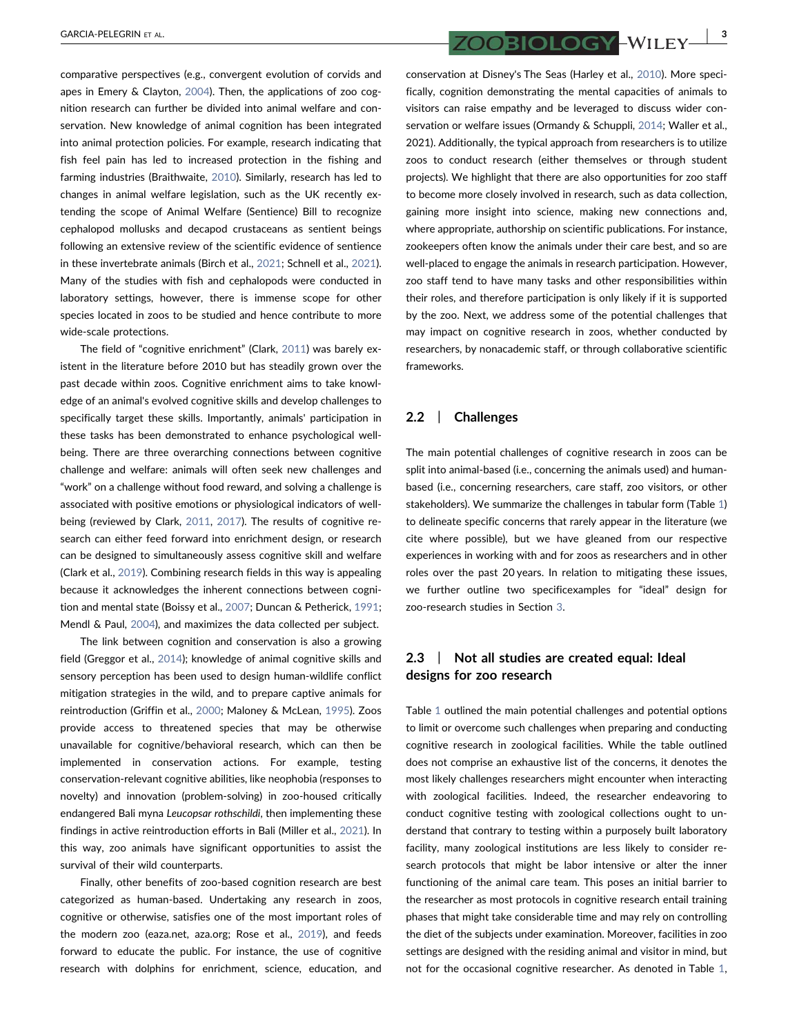comparative perspectives (e.g., convergent evolution of corvids and apes in Emery & Clayton, 2004). Then, the applications of zoo cognition research can further be divided into animal welfare and conservation. New knowledge of animal cognition has been integrated into animal protection policies. For example, research indicating that fish feel pain has led to increased protection in the fishing and farming industries (Braithwaite, 2010). Similarly, research has led to changes in animal welfare legislation, such as the UK recently extending the scope of Animal Welfare (Sentience) Bill to recognize cephalopod mollusks and decapod crustaceans as sentient beings following an extensive review of the scientific evidence of sentience in these invertebrate animals (Birch et al., 2021; Schnell et al., 2021). Many of the studies with fish and cephalopods were conducted in laboratory settings, however, there is immense scope for other species located in zoos to be studied and hence contribute to more wide-scale protections.

The field of "cognitive enrichment" (Clark, 2011) was barely existent in the literature before 2010 but has steadily grown over the past decade within zoos. Cognitive enrichment aims to take knowledge of an animal's evolved cognitive skills and develop challenges to specifically target these skills. Importantly, animals' participation in these tasks has been demonstrated to enhance psychological wellbeing. There are three overarching connections between cognitive challenge and welfare: animals will often seek new challenges and "work" on a challenge without food reward, and solving a challenge is associated with positive emotions or physiological indicators of wellbeing (reviewed by Clark, 2011, 2017). The results of cognitive research can either feed forward into enrichment design, or research can be designed to simultaneously assess cognitive skill and welfare (Clark et al., 2019). Combining research fields in this way is appealing because it acknowledges the inherent connections between cognition and mental state (Boissy et al., 2007; Duncan & Petherick, 1991; Mendl & Paul, 2004), and maximizes the data collected per subject.

The link between cognition and conservation is also a growing field (Greggor et al., 2014); knowledge of animal cognitive skills and sensory perception has been used to design human-wildlife conflict mitigation strategies in the wild, and to prepare captive animals for reintroduction (Griffin et al., 2000; Maloney & McLean, 1995). Zoos provide access to threatened species that may be otherwise unavailable for cognitive/behavioral research, which can then be implemented in conservation actions. For example, testing conservation-relevant cognitive abilities, like neophobia (responses to novelty) and innovation (problem-solving) in zoo-housed critically endangered Bali myna *Leucopsar rothschildi*, then implementing these findings in active reintroduction efforts in Bali (Miller et al., 2021). In this way, zoo animals have significant opportunities to assist the survival of their wild counterparts.

Finally, other benefits of zoo-based cognition research are best categorized as human-based. Undertaking any research in zoos, cognitive or otherwise, satisfies one of the most important roles of the modern zoo (eaza.net, aza.org; Rose et al., 2019), and feeds forward to educate the public. For instance, the use of cognitive research with dolphins for enrichment, science, education, and conservation at Disney's The Seas (Harley et al., 2010). More specifically, cognition demonstrating the mental capacities of animals to visitors can raise empathy and be leveraged to discuss wider conservation or welfare issues (Ormandy & Schuppli, 2014; Waller et al., 2021). Additionally, the typical approach from researchers is to utilize zoos to conduct research (either themselves or through student projects). We highlight that there are also opportunities for zoo staff to become more closely involved in research, such as data collection, gaining more insight into science, making new connections and, where appropriate, authorship on scientific publications. For instance, zookeepers often know the animals under their care best, and so are well-placed to engage the animals in research participation. However, zoo staff tend to have many tasks and other responsibilities within their roles, and therefore participation is only likely if it is supported by the zoo. Next, we address some of the potential challenges that may impact on cognitive research in zoos, whether conducted by researchers, by nonacademic staff, or through collaborative scientific frameworks.

## 2.2 | Challenges

The main potential challenges of cognitive research in zoos can be split into animal-based (i.e., concerning the animals used) and human-based (i.e., concerning researchers, care staff, zoo visitors, or other stakeholders). We summarize the challenges in tabular form (Table 1) to delineate specific concerns that rarely appear in the literature (we cite where possible), but we have gleaned from our respective experiences in working with and for zoos as researchers and in other roles over the past 20 years. In relation to mitigating these issues, we further outline two specificexamples for "ideal" design for zoo-research studies in Section 3.

## 2.3 | Not all studies are created equal: Ideal designs for zoo research

Table 1 outlined the main potential challenges and potential options to limit or overcome such challenges when preparing and conducting cognitive research in zoological facilities. While the table outlined does not comprise an exhaustive list of the concerns, it denotes the most likely challenges researchers might encounter when interacting with zoological facilities. Indeed, the researcher endeavoring to conduct cognitive testing with zoological collections ought to understand that contrary to testing within a purposely built laboratory facility, many zoological institutions are less likely to consider research protocols that might be labor intensive or alter the inner functioning of the animal care team. This poses an initial barrier to the researcher as most protocols in cognitive research entail training phases that might take considerable time and may rely on controlling the diet of the subjects under examination. Moreover, facilities in zoo settings are designed with the residing animal and visitor in mind, but not for the occasional cognitive researcher. As denoted in Table 1,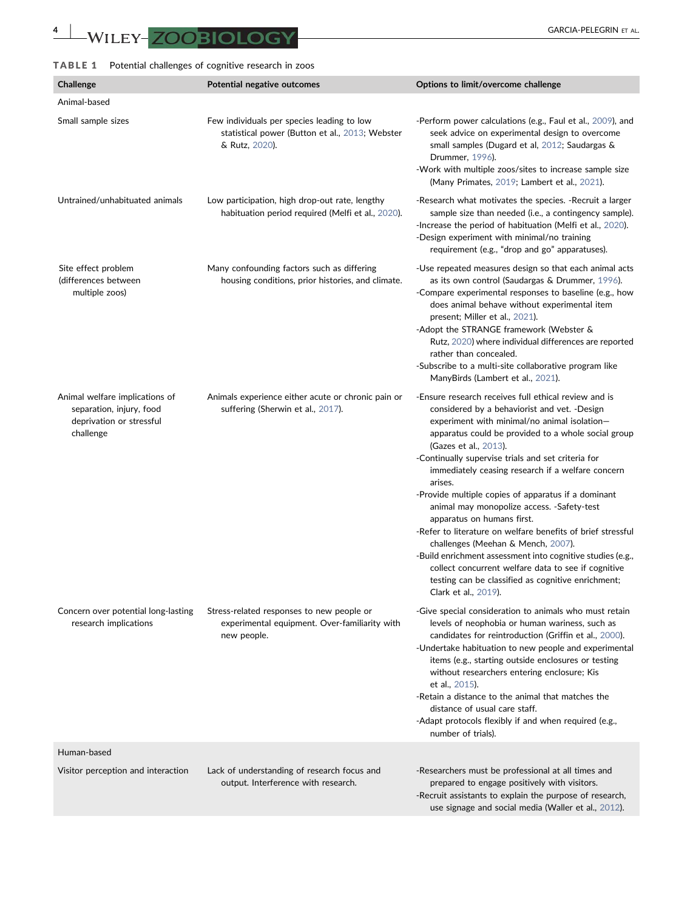**TABLE 1** Potential challenges of cognitive research in zoos

| Challenge | Potential negative outcomes | Options to limit/overcome challenge |
|---|---|---|
| Animal-based | | |
| Small sample sizes | Few individuals per species leading to low statistical power (Button et al., 2013; Webster & Rutz, 2020). | -Perform power calculations (e.g., Faul et al., 2009), and seek advice on experimental design to overcome small samples (Dugard et al, 2012; Saudargas & Drummer, 1996).<br>-Work with multiple zoos/sites to increase sample size (Many Primates, 2019; Lambert et al., 2021). |
| Untrained/unhabituated animals | Low participation, high drop-out rate, lengthy habituation period required (Melfi et al., 2020). | -Research what motivates the species. -Recruit a larger sample size than needed (i.e., a contingency sample).<br>-Increase the period of habituation (Melfi et al., 2020).<br>-Design experiment with minimal/no training requirement (e.g., "drop and go" apparatuses). |
| Site effect problem (differences between multiple zoos) | Many confounding factors such as differing housing conditions, prior histories, and climate. | -Use repeated measures design so that each animal acts as its own control (Saudargas & Drummer, 1996).<br>-Compare experimental responses to baseline (e.g., how does animal behave without experimental item present; Miller et al., 2021).<br>-Adopt the STRANGE framework (Webster & Rutz, 2020) where individual differences are reported rather than concealed.<br>-Subscribe to a multi-site collaborative program like ManyBirds (Lambert et al., 2021). |
| Animal welfare implications of separation, injury, food deprivation or stressful challenge | Animals experience either acute or chronic pain or suffering (Sherwin et al., 2017). | -Ensure research receives full ethical review and is considered by a behaviorist and vet. -Design experiment with minimal/no animal isolation—apparatus could be provided to a whole social group (Gazes et al., 2013).<br>-Continually supervise trials and set criteria for immediately ceasing research if a welfare concern arises.<br>-Provide multiple copies of apparatus if a dominant animal may monopolize access. -Safety-test apparatus on humans first.<br>-Refer to literature on welfare benefits of brief stressful challenges (Meehan & Mench, 2007).<br>-Build enrichment assessment into cognitive studies (e.g., collect concurrent welfare data to see if cognitive testing can be classified as cognitive enrichment; Clark et al., 2019). |
| Concern over potential long-lasting research implications | Stress-related responses to new people or experimental equipment. Over-familiarity with new people. | -Give special consideration to animals who must retain levels of neophobia or human wariness, such as candidates for reintroduction (Griffin et al., 2000).<br>-Undertake habituation to new people and experimental items (e.g., starting outside enclosures or testing without researchers entering enclosure; Kis et al., 2015).<br>-Retain a distance to the animal that matches the distance of usual care staff.<br>-Adapt protocols flexibly if and when required (e.g., number of trials). |
| Human-based | | |
| Visitor perception and interaction | Lack of understanding of research focus and output. Interference with research. | -Researchers must be professional at all times and prepared to engage positively with visitors.<br>-Recruit assistants to explain the purpose of research, use signage and social media (Waller et al., 2012). |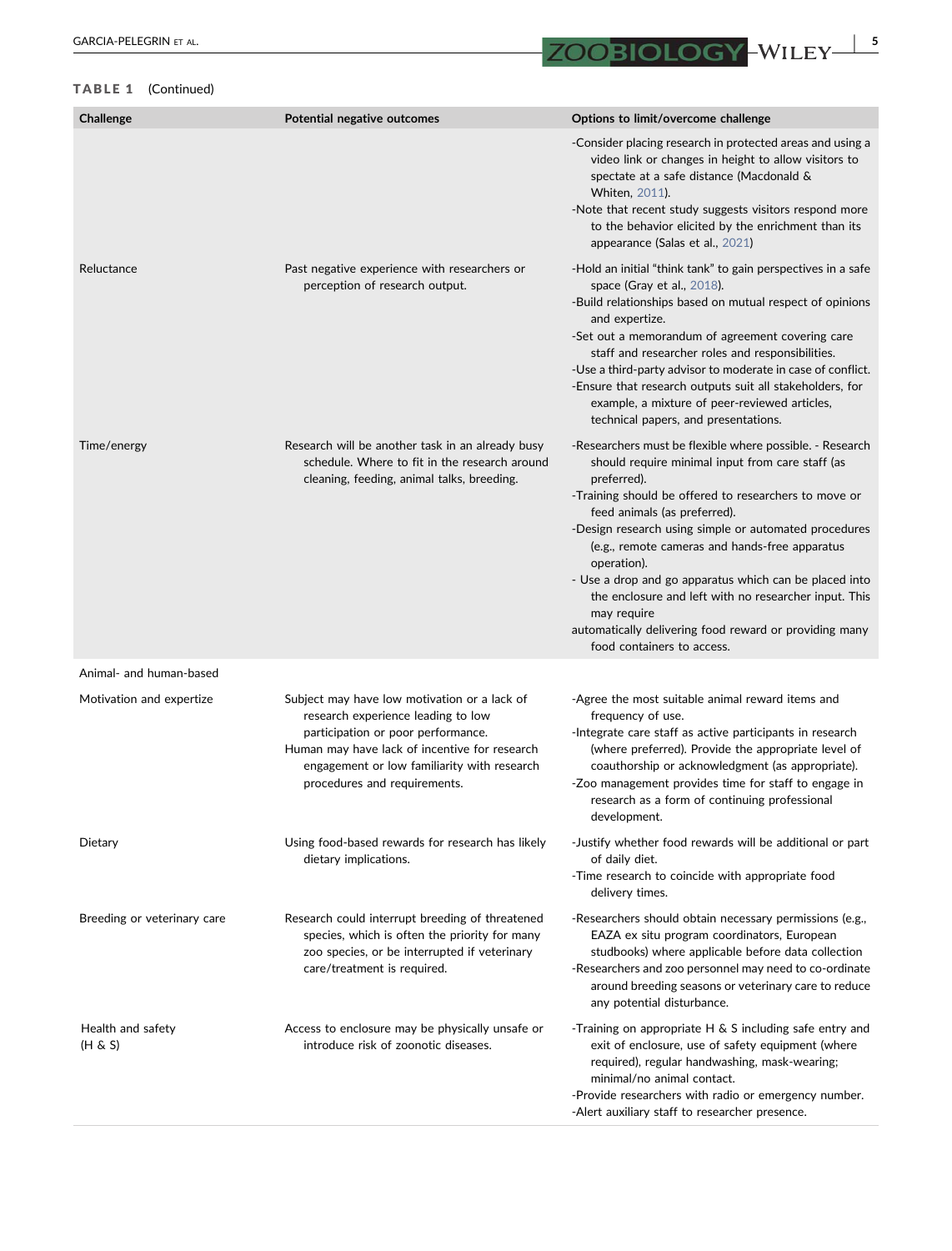**TABLE 1** (Continued)

| Challenge | Potential negative outcomes | Options to limit/overcome challenge |
|---|---|---|
| | | -Consider placing research in protected areas and using a video link or changes in height to allow visitors to spectate at a safe distance (Macdonald & Whiten, 2011).<br>-Note that recent study suggests visitors respond more to the behavior elicited by the enrichment than its appearance (Salas et al., 2021) |
| Reluctance | Past negative experience with researchers or perception of research output. | -Hold an initial "think tank" to gain perspectives in a safe space (Gray et al., 2018).<br>-Build relationships based on mutual respect of opinions and expertize.<br>-Set out a memorandum of agreement covering care staff and researcher roles and responsibilities.<br>-Use a third-party advisor to moderate in case of conflict.<br>-Ensure that research outputs suit all stakeholders, for example, a mixture of peer-reviewed articles, technical papers, and presentations. |
| Time/energy | Research will be another task in an already busy schedule. Where to fit in the research around cleaning, feeding, animal talks, breeding. | -Researchers must be flexible where possible. - Research should require minimal input from care staff (as preferred).<br>-Training should be offered to researchers to move or feed animals (as preferred).<br>-Design research using simple or automated procedures (e.g., remote cameras and hands-free apparatus operation).<br>- Use a drop and go apparatus which can be placed into the enclosure and left with no researcher input. This may require automatically delivering food reward or providing many food containers to access. |
| Animal- and human-based | | |
| Motivation and expertize | Subject may have low motivation or a lack of research experience leading to low participation or poor performance.<br>Human may have lack of incentive for research engagement or low familiarity with research procedures and requirements. | -Agree the most suitable animal reward items and frequency of use.<br>-Integrate care staff as active participants in research (where preferred). Provide the appropriate level of coauthorship or acknowledgment (as appropriate).<br>-Zoo management provides time for staff to engage in research as a form of continuing professional development. |
| Dietary | Using food-based rewards for research has likely dietary implications. | -Justify whether food rewards will be additional or part of daily diet.<br>-Time research to coincide with appropriate food delivery times. |
| Breeding or veterinary care | Research could interrupt breeding of threatened species, which is often the priority for many zoo species, or be interrupted if veterinary care/treatment is required. | -Researchers should obtain necessary permissions (e.g., EAZA ex situ program coordinators, European studbooks) where applicable before data collection<br>-Researchers and zoo personnel may need to co-ordinate around breeding seasons or veterinary care to reduce any potential disturbance. |
| Health and safety (H & S) | Access to enclosure may be physically unsafe or introduce risk of zoonotic diseases. | -Training on appropriate H & S including safe entry and exit of enclosure, use of safety equipment (where required), regular handwashing, mask-wearing; minimal/no animal contact.<br>-Provide researchers with radio or emergency number.<br>-Alert auxiliary staff to researcher presence. |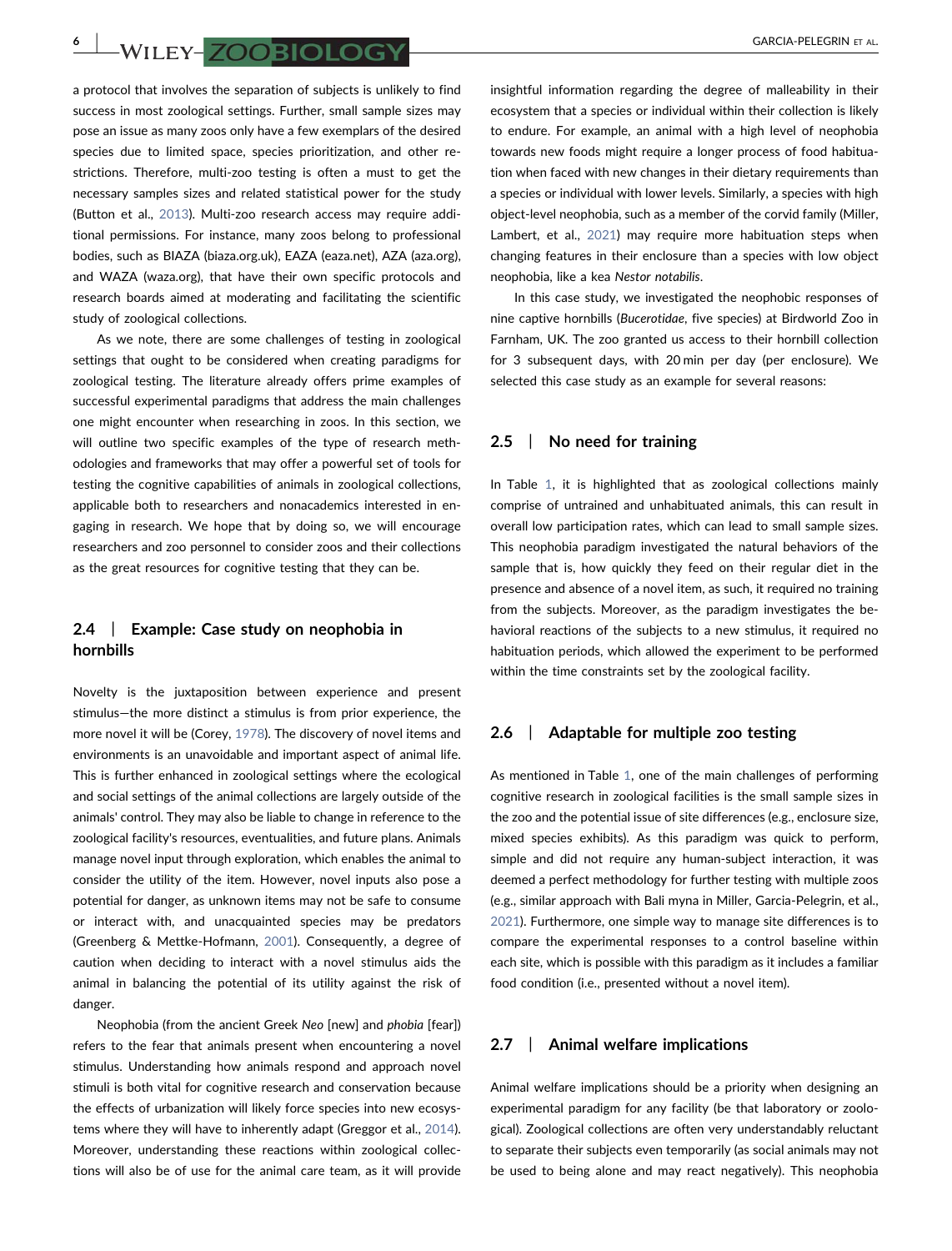a protocol that involves the separation of subjects is unlikely to find success in most zoological settings. Further, small sample sizes may pose an issue as many zoos only have a few exemplars of the desired species due to limited space, species prioritization, and other restrictions. Therefore, multi-zoo testing is often a must to get the necessary samples sizes and related statistical power for the study (Button et al., 2013). Multi-zoo research access may require additional permissions. For instance, many zoos belong to professional bodies, such as BIAZA (biaza.org.uk), EAZA (eaza.net), AZA (aza.org), and WAZA (waza.org), that have their own specific protocols and research boards aimed at moderating and facilitating the scientific study of zoological collections.

As we note, there are some challenges of testing in zoological settings that ought to be considered when creating paradigms for zoological testing. The literature already offers prime examples of successful experimental paradigms that address the main challenges one might encounter when researching in zoos. In this section, we will outline two specific examples of the type of research methodologies and frameworks that may offer a powerful set of tools for testing the cognitive capabilities of animals in zoological collections, applicable both to researchers and nonacademics interested in engaging in research. We hope that by doing so, we will encourage researchers and zoo personnel to consider zoos and their collections as the great resources for cognitive testing that they can be.

## 2.4 | Example: Case study on neophobia in hornbills

Novelty is the juxtaposition between experience and present stimulus—the more distinct a stimulus is from prior experience, the more novel it will be (Corey, 1978). The discovery of novel items and environments is an unavoidable and important aspect of animal life. This is further enhanced in zoological settings where the ecological and social settings of the animal collections are largely outside of the animals' control. They may also be liable to change in reference to the zoological facility's resources, eventualities, and future plans. Animals manage novel input through exploration, which enables the animal to consider the utility of the item. However, novel inputs also pose a potential for danger, as unknown items may not be safe to consume or interact with, and unacquainted species may be predators (Greenberg & Mettke-Hofmann, 2001). Consequently, a degree of caution when deciding to interact with a novel stimulus aids the animal in balancing the potential of its utility against the risk of danger.

Neophobia (from the ancient Greek *Neo* [new] and *phobia* [fear]) refers to the fear that animals present when encountering a novel stimulus. Understanding how animals respond and approach novel stimuli is both vital for cognitive research and conservation because the effects of urbanization will likely force species into new ecosystems where they will have to inherently adapt (Greggor et al., 2014). Moreover, understanding these reactions within zoological collections will also be of use for the animal care team, as it will provide insightful information regarding the degree of malleability in their ecosystem that a species or individual within their collection is likely to endure. For example, an animal with a high level of neophobia towards new foods might require a longer process of food habituation when faced with new changes in their dietary requirements than a species or individual with lower levels. Similarly, a species with high object-level neophobia, such as a member of the corvid family (Miller, Lambert, et al., 2021) may require more habituation steps when changing features in their enclosure than a species with low object neophobia, like a kea *Nestor notabilis*.

In this case study, we investigated the neophobic responses of nine captive hornbills (*Bucerotidae*, five species) at Birdworld Zoo in Farnham, UK. The zoo granted us access to their hornbill collection for 3 subsequent days, with 20 min per day (per enclosure). We selected this case study as an example for several reasons:

## 2.5 | No need for training

In Table 1, it is highlighted that as zoological collections mainly comprise of untrained and unhabituated animals, this can result in overall low participation rates, which can lead to small sample sizes. This neophobia paradigm investigated the natural behaviors of the sample that is, how quickly they feed on their regular diet in the presence and absence of a novel item, as such, it required no training from the subjects. Moreover, as the paradigm investigates the behavioral reactions of the subjects to a new stimulus, it required no habituation periods, which allowed the experiment to be performed within the time constraints set by the zoological facility.

## 2.6 | Adaptable for multiple zoo testing

As mentioned in Table 1, one of the main challenges of performing cognitive research in zoological facilities is the small sample sizes in the zoo and the potential issue of site differences (e.g., enclosure size, mixed species exhibits). As this paradigm was quick to perform, simple and did not require any human-subject interaction, it was deemed a perfect methodology for further testing with multiple zoos (e.g., similar approach with Bali myna in Miller, Garcia-Pelegrin, et al., 2021). Furthermore, one simple way to manage site differences is to compare the experimental responses to a control baseline within each site, which is possible with this paradigm as it includes a familiar food condition (i.e., presented without a novel item).

## 2.7 | Animal welfare implications

Animal welfare implications should be a priority when designing an experimental paradigm for any facility (be that laboratory or zoological). Zoological collections are often very understandably reluctant to separate their subjects even temporarily (as social animals may not be used to being alone and may react negatively). This neophobia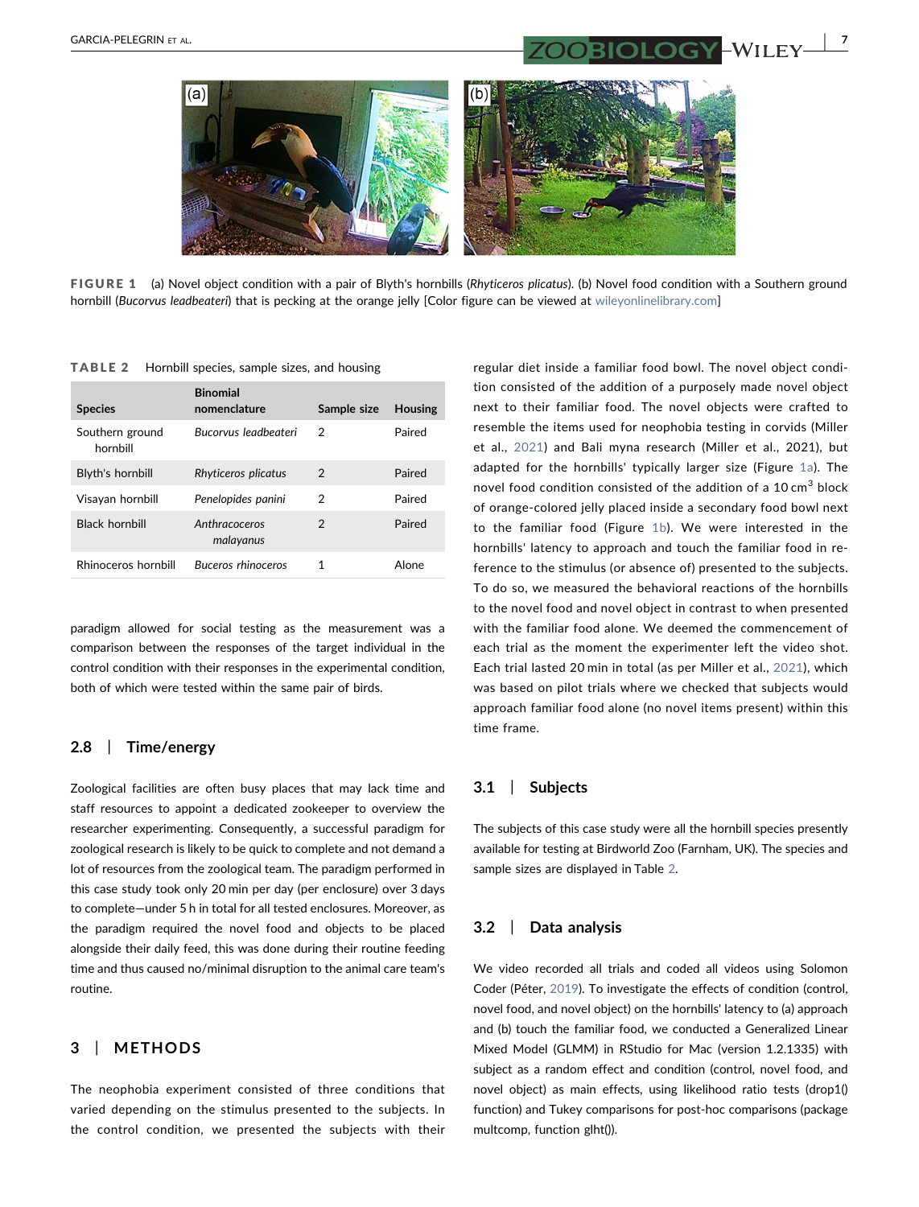FIGURE 1 (a) Novel object condition with a pair of Blyth's hornbills (*Rhyticeros plicatus*). (b) Novel food condition with a Southern ground hornbill (*Bucorvus leadbeateri*) that is pecking at the orange jelly [Color figure can be viewed at wileyonlinelibrary.com]

**TABLE 2** Hornbill species, sample sizes, and housing

| Species | Binomial nomenclature | Sample size | Housing |
|---|---|---|---|
| Southern ground hornbill | *Bucorvus leadbeateri* | 2 | Paired |
| Blyth's hornbill | *Rhyticeros plicatus* | 2 | Paired |
| Visayan hornbill | *Penelopides panini* | 2 | Paired |
| Black hornbill | *Anthracoceros malayanus* | 2 | Paired |
| Rhinoceros hornbill | *Buceros rhinoceros* | 1 | Alone |

paradigm allowed for social testing as the measurement was a comparison between the responses of the target individual in the control condition with their responses in the experimental condition, both of which were tested within the same pair of birds.

### 2.8 | Time/energy

Zoological facilities are often busy places that may lack time and staff resources to appoint a dedicated zookeeper to overview the researcher experimenting. Consequently, a successful paradigm for zoological research is likely to be quick to complete and not demand a lot of resources from the zoological team. The paradigm performed in this case study took only 20 min per day (per enclosure) over 3 days to complete—under 5 h in total for all tested enclosures. Moreover, as the paradigm required the novel food and objects to be placed alongside their daily feed, this was done during their routine feeding time and thus caused no/minimal disruption to the animal care team's routine.

## 3 | METHODS

The neophobia experiment consisted of three conditions that varied depending on the stimulus presented to the subjects. In the control condition, we presented the subjects with their regular diet inside a familiar food bowl. The novel object condition consisted of the addition of a purposely made novel object next to their familiar food. The novel objects were crafted to resemble the items used for neophobia testing in corvids (Miller et al., 2021) and Bali myna research (Miller et al., 2021), but adapted for the hornbills' typically larger size (Figure 1a). The novel food condition consisted of the addition of a 10 $cm^3$ block of orange-colored jelly placed inside a secondary food bowl next to the familiar food (Figure 1b). We were interested in the hornbills' latency to approach and touch the familiar food in reference to the stimulus (or absence of) presented to the subjects. To do so, we measured the behavioral reactions of the hornbills to the novel food and novel object in contrast to when presented with the familiar food alone. We deemed the commencement of each trial as the moment the experimenter left the video shot. Each trial lasted 20 min in total (as per Miller et al., 2021), which was based on pilot trials where we checked that subjects would approach familiar food alone (no novel items present) within this time frame.

### 3.1 | Subjects

The subjects of this case study were all the hornbill species presently available for testing at Birdworld Zoo (Farnham, UK). The species and sample sizes are displayed in Table 2.

### 3.2 | Data analysis

We video recorded all trials and coded all videos using Solomon Coder (Péter, 2019). To investigate the effects of condition (control, novel food, and novel object) on the hornbills' latency to (a) approach and (b) touch the familiar food, we conducted a Generalized Linear Mixed Model (GLMM) in RStudio for Mac (version 1.2.1335) with subject as a random effect and condition (control, novel food, and novel object) as main effects, using likelihood ratio tests (drop1() function) and Tukey comparisons for post-hoc comparisons (package multcomp, function glht()).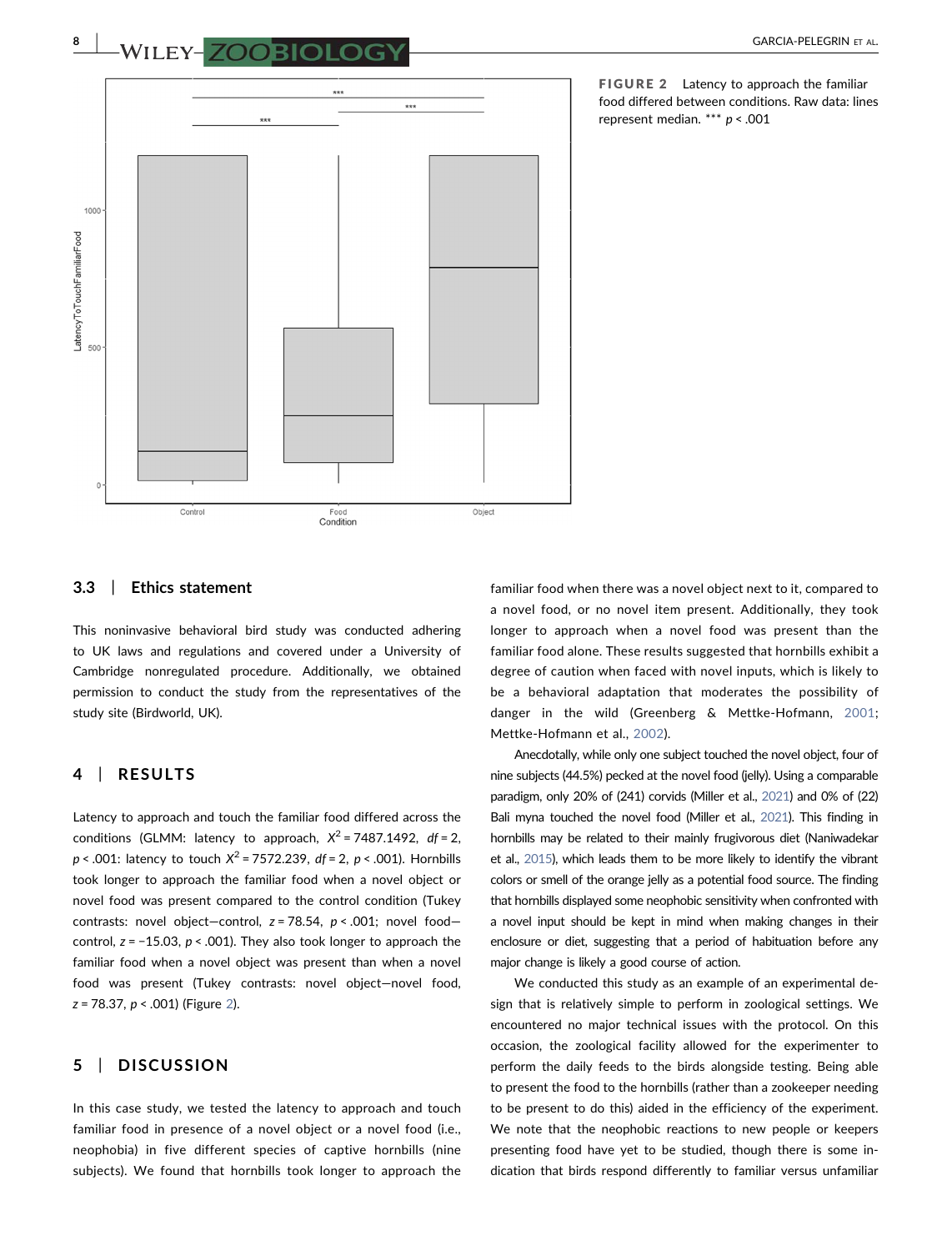FIGURE 2 Latency to approach the familiar food differed between conditions. Raw data: lines represent median. *** $p < .001$

### 3.3 | Ethics statement

This noninvasive behavioral bird study was conducted adhering to UK laws and regulations and covered under a University of Cambridge nonregulated procedure. Additionally, we obtained permission to conduct the study from the representatives of the study site (Birdworld, UK).

## 4 | RESULTS

Latency to approach and touch the familiar food differed across the conditions (GLMM: latency to approach, $X^2 = 7487.1492$, $df = 2$, $p < .001$: latency to touch $X^2 = 7572.239$, $df = 2$, $p < .001$). Hornbills took longer to approach the familiar food when a novel object or novel food was present compared to the control condition (Tukey contrasts: novel object—control, $z = 78.54$, $p < .001$; novel food—control, $z = -15.03$, $p < .001$). They also took longer to approach the familiar food when a novel object was present than when a novel food was present (Tukey contrasts: novel object—novel food, $z = 78.37$, $p < .001$) (Figure 2).

## 5 | DISCUSSION

In this case study, we tested the latency to approach and touch familiar food in presence of a novel object or a novel food (i.e., neophobia) in five different species of captive hornbills (nine subjects). We found that hornbills took longer to approach the familiar food when there was a novel object next to it, compared to a novel food, or no novel item present. Additionally, they took longer to approach when a novel food was present than the familiar food alone. These results suggested that hornbills exhibit a degree of caution when faced with novel inputs, which is likely to be a behavioral adaptation that moderates the possibility of danger in the wild (Greenberg & Mettke-Hofmann, 2001; Mettke-Hofmann et al., 2002).

Anecdotally, while only one subject touched the novel object, four of nine subjects (44.5%) pecked at the novel food (jelly). Using a comparable paradigm, only 20% of (241) corvids (Miller et al., 2021) and 0% of (22) Bali myna touched the novel food (Miller et al., 2021). This finding in hornbills may be related to their mainly frugivorous diet (Naniwadekar et al., 2015), which leads them to be more likely to identify the vibrant colors or smell of the orange jelly as a potential food source. The finding that hornbills displayed some neophobic sensitivity when confronted with a novel input should be kept in mind when making changes in their enclosure or diet, suggesting that a period of habituation before any major change is likely a good course of action.

We conducted this study as an example of an experimental design that is relatively simple to perform in zoological settings. We encountered no major technical issues with the protocol. On this occasion, the zoological facility allowed for the experimenter to perform the daily feeds to the birds alongside testing. Being able to present the food to the hornbills (rather than a zookeeper needing to be present to do this) aided in the efficiency of the experiment. We note that the neophobic reactions to new people or keepers presenting food have yet to be studied, though there is some indication that birds respond differently to familiar versus unfamiliar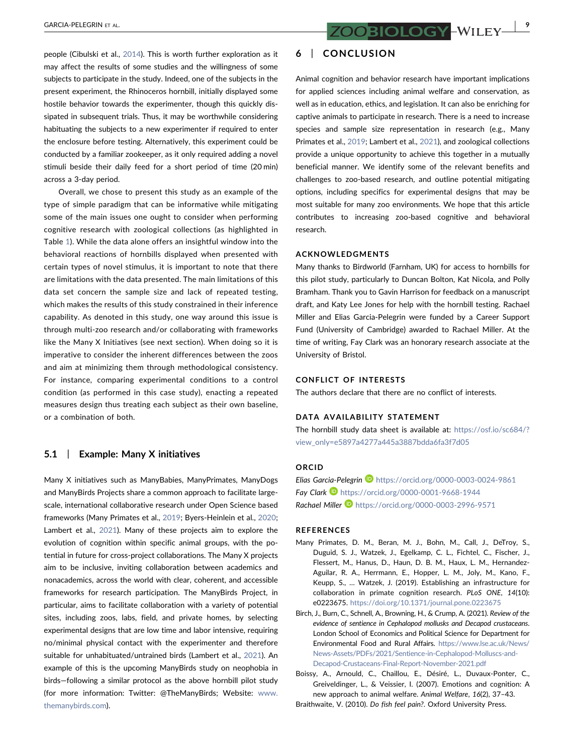people (Cibulski et al., 2014). This is worth further exploration as it may affect the results of some studies and the willingness of some subjects to participate in the study. Indeed, one of the subjects in the present experiment, the Rhinoceros hornbill, initially displayed some hostile behavior towards the experimenter, though this quickly dissipated in subsequent trials. Thus, it may be worthwhile considering habituating the subjects to a new experimenter if required to enter the enclosure before testing. Alternatively, this experiment could be conducted by a familiar zookeeper, as it only required adding a novel stimuli beside their daily feed for a short period of time (20 min) across a 3-day period.

Overall, we chose to present this study as an example of the type of simple paradigm that can be informative while mitigating some of the main issues one ought to consider when performing cognitive research with zoological collections (as highlighted in Table 1). While the data alone offers an insightful window into the behavioral reactions of hornbills displayed when presented with certain types of novel stimulus, it is important to note that there are limitations with the data presented. The main limitations of this data set concern the sample size and lack of repeated testing, which makes the results of this study constrained in their inference capability. As denoted in this study, one way around this issue is through multi-zoo research and/or collaborating with frameworks like the Many X Initiatives (see next section). When doing so it is imperative to consider the inherent differences between the zoos and aim at minimizing them through methodological consistency. For instance, comparing experimental conditions to a control condition (as performed in this case study), enacting a repeated measures design thus treating each subject as their own baseline, or a combination of both.

### 5.1 | Example: Many X initiatives

Many X initiatives such as ManyBabies, ManyPrimates, ManyDogs and ManyBirds Projects share a common approach to facilitate large-scale, international collaborative research under Open Science based frameworks (Many Primates et al., 2019; Byers-Heinlein et al., 2020; Lambert et al., 2021). Many of these projects aim to explore the evolution of cognition within specific animal groups, with the potential in future for cross-project collaborations. The Many X projects aim to be inclusive, inviting collaboration between academics and nonacademics, across the world with clear, coherent, and accessible frameworks for research participation. The ManyBirds Project, in particular, aims to facilitate collaboration with a variety of potential sites, including zoos, labs, field, and private homes, by selecting experimental designs that are low time and labor intensive, requiring no/minimal physical contact with the experimenter and therefore suitable for unhabituated/untrained birds (Lambert et al., 2021). An example of this is the upcoming ManyBirds study on neophobia in birds—following a similar protocol as the above hornbill pilot study (for more information: Twitter: @TheManyBirds; Website: www.themanybirds.com).

## 6 | CONCLUSION

Animal cognition and behavior research have important implications for applied sciences including animal welfare and conservation, as well as in education, ethics, and legislation. It can also be enriching for captive animals to participate in research. There is a need to increase species and sample size representation in research (e.g., Many Primates et al., 2019; Lambert et al., 2021), and zoological collections provide a unique opportunity to achieve this together in a mutually beneficial manner. We identify some of the relevant benefits and challenges to zoo-based research, and outline potential mitigating options, including specifics for experimental designs that may be most suitable for many zoo environments. We hope that this article contributes to increasing zoo-based cognitive and behavioral research.

## ACKNOWLEDGMENTS

Many thanks to Birdworld (Farnham, UK) for access to hornbills for this pilot study, particularly to Duncan Bolton, Kat Nicola, and Polly Bramham. Thank you to Gavin Harrison for feedback on a manuscript draft, and Katy Lee Jones for help with the hornbill testing. Rachael Miller and Elias Garcia-Pelegrin were funded by a Career Support Fund (University of Cambridge) awarded to Rachael Miller. At the time of writing, Fay Clark was an honorary research associate at the University of Bristol.

## CONFLICT OF INTERESTS

The authors declare that there are no conflict of interests.

## DATA AVAILABILITY STATEMENT

The hornbill study data sheet is available at: https://osf.io/sc684/?view_only=e5897a4277a445a3887bdda6fa3f7d05

## ORCID

*Elias Garcia-Pelegrin* https://orcid.org/0000-0003-0024-9861
*Fay Clark* https://orcid.org/0000-0001-9668-1944
*Rachael Miller* https://orcid.org/0000-0003-2996-9571

## REFERENCES

Many Primates, D. M., Beran, M. J., Bohn, M., Call, J., DeTroy, S., Duguid, S. J., Watzek, J., Egelkamp, C. L., Fichtel, C., Fischer, J., Flessert, M., Hanus, D., Haun, D. B. M., Haux, L. M., Hernandez-Aguilar, R. A., Herrmann, E., Hopper, L. M., Joly, M., Kano, F., Keupp, S., … Watzek, J. (2019). Establishing an infrastructure for collaboration in primate cognition research. *PLoS ONE*, *14*(10): e0223675. https://doi.org/10.1371/journal.pone.0223675

Birch, J., Burn, C., Schnell, A., Browning, H., & Crump, A. (2021). *Review of the evidence of sentience in Cephalopod mollusks and Decapod crustaceans*. London School of Economics and Political Science for Department for Environmental Food and Rural Affairs. https://www.lse.ac.uk/News/News-Assets/PDFs/2021/Sentience-in-Cephalopod-Molluscs-and-Decapod-Crustaceans-Final-Report-November-2021.pdf

Boissy, A., Arnould, C., Chaillou, E., Désiré, L., Duvaux-Ponter, C., Greiveldinger, L., & Veissier, I. (2007). Emotions and cognition: A new approach to animal welfare. *Animal Welfare*, *16*(2), 37–43.

Braithwaite, V. (2010). *Do fish feel pain?*. Oxford University Press.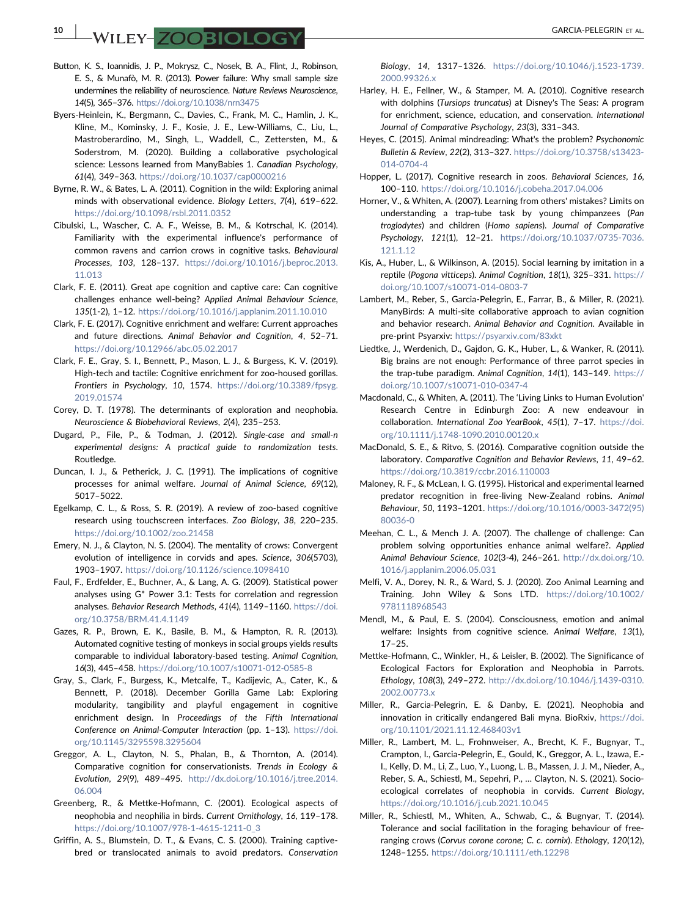Button, K. S., Ioannidis, J. P., Mokrysz, C., Nosek, B. A., Flint, J., Robinson, E. S., & Munafò, M. R. (2013). Power failure: Why small sample size undermines the reliability of neuroscience. *Nature Reviews Neuroscience*, *14*(5), 365–376. https://doi.org/10.1038/nrn3475

Byers-Heinlein, K., Bergmann, C., Davies, C., Frank, M. C., Hamlin, J. K., Kline, M., Kominsky, J. F., Kosie, J. E., Lew-Williams, C., Liu, L., Mastroberardino, M., Singh, L., Waddell, C., Zettersten, M., & Soderstrom, M. (2020). Building a collaborative psychological science: Lessons learned from ManyBabies 1. *Canadian Psychology*, *61*(4), 349–363. https://doi.org/10.1037/cap0000216

Byrne, R. W., & Bates, L. A. (2011). Cognition in the wild: Exploring animal minds with observational evidence. *Biology Letters*, *7*(4), 619–622. https://doi.org/10.1098/rsbl.2011.0352

Cibulski, L., Wascher, C. A. F., Weisse, B. M., & Kotrschal, K. (2014). Familiarity with the experimental influence's performance of common ravens and carrion crows in cognitive tasks. *Behavioural Processes*, *103*, 128–137. https://doi.org/10.1016/j.beproc.2013.11.013

Clark, F. E. (2011). Great ape cognition and captive care: Can cognitive challenges enhance well-being? *Applied Animal Behaviour Science*, *135*(1-2), 1–12. https://doi.org/10.1016/j.applanim.2011.10.010

Clark, F. E. (2017). Cognitive enrichment and welfare: Current approaches and future directions. *Animal Behavior and Cognition*, *4*, 52–71. https://doi.org/10.12966/abc.05.02.2017

Clark, F. E., Gray, S. I., Bennett, P., Mason, L. J., & Burgess, K. V. (2019). High-tech and tactile: Cognitive enrichment for zoo-housed gorillas. *Frontiers in Psychology*, *10*, 1574. https://doi.org/10.3389/fpsyg.2019.01574

Corey, D. T. (1978). The determinants of exploration and neophobia. *Neuroscience & Biobehavioral Reviews*, *2*(4), 235–253.

Dugard, P., File, P., & Todman, J. (2012). *Single-case and small-n experimental designs: A practical guide to randomization tests*. Routledge.

Duncan, I. J., & Petherick, J. C. (1991). The implications of cognitive processes for animal welfare. *Journal of Animal Science*, *69*(12), 5017–5022.

Egelkamp, C. L., & Ross, S. R. (2019). A review of zoo-based cognitive research using touchscreen interfaces. *Zoo Biology*, *38*, 220–235. https://doi.org/10.1002/zoo.21458

Emery, N. J., & Clayton, N. S. (2004). The mentality of crows: Convergent evolution of intelligence in corvids and apes. *Science*, *306*(5703), 1903–1907. https://doi.org/10.1126/science.1098410

Faul, F., Erdfelder, E., Buchner, A., & Lang, A. G. (2009). Statistical power analyses using G* Power 3.1: Tests for correlation and regression analyses. *Behavior Research Methods*, *41*(4), 1149–1160. https://doi.org/10.3758/BRM.41.4.1149

Gazes, R. P., Brown, E. K., Basile, B. M., & Hampton, R. R. (2013). Automated cognitive testing of monkeys in social groups yields results comparable to individual laboratory-based testing. *Animal Cognition*, *16*(3), 445–458. https://doi.org/10.1007/s10071-012-0585-8

Gray, S., Clark, F., Burgess, K., Metcalfe, T., Kadijevic, A., Cater, K., & Bennett, P. (2018). December Gorilla Game Lab: Exploring modularity, tangibility and playful engagement in cognitive enrichment design. In *Proceedings of the Fifth International Conference on Animal-Computer Interaction* (pp. 1–13). https://doi.org/10.1145/3295598.3295604

Greggor, A. L., Clayton, N. S., Phalan, B., & Thornton, A. (2014). Comparative cognition for conservationists. *Trends in Ecology & Evolution*, *29*(9), 489–495. http://dx.doi.org/10.1016/j.tree.2014.06.004

Greenberg, R., & Mettke-Hofmann, C. (2001). Ecological aspects of neophobia and neophilia in birds. *Current Ornithology*, *16*, 119–178. https://doi.org/10.1007/978-1-4615-1211-0_3

Griffin, A. S., Blumstein, D. T., & Evans, C. S. (2000). Training captive-bred or translocated animals to avoid predators. *Conservation Biology*, *14*, 1317–1326. https://doi.org/10.1046/j.1523-1739.2000.99326.x

Harley, H. E., Fellner, W., & Stamper, M. A. (2010). Cognitive research with dolphins (*Tursiops truncatus*) at Disney's The Seas: A program for enrichment, science, education, and conservation. *International Journal of Comparative Psychology*, *23*(3), 331–343.

Heyes, C. (2015). Animal mindreading: What's the problem? *Psychonomic Bulletin & Review*, *22*(2), 313–327. https://doi.org/10.3758/s13423-014-0704-4

Hopper, L. (2017). Cognitive research in zoos. *Behavioral Sciences*, *16*, 100–110. https://doi.org/10.1016/j.cobeha.2017.04.006

Horner, V., & Whiten, A. (2007). Learning from others' mistakes? Limits on understanding a trap-tube task by young chimpanzees (*Pan troglodytes*) and children (*Homo sapiens*). *Journal of Comparative Psychology*, *121*(1), 12–21. https://doi.org/10.1037/0735-7036.121.1.12

Kis, A., Huber, L., & Wilkinson, A. (2015). Social learning by imitation in a reptile (*Pogona vitticeps*). *Animal Cognition*, *18*(1), 325–331. https://doi.org/10.1007/s10071-014-0803-7

Lambert, M., Reber, S., Garcia-Pelegrin, E., Farrar, B., & Miller, R. (2021). ManyBirds: A multi-site collaborative approach to avian cognition and behavior research. *Animal Behavior and Cognition*. Available in pre-print Psyarxiv: https://psyarxiv.com/83xkt

Liedtke, J., Werdenich, D., Gajdon, G. K., Huber, L., & Wanker, R. (2011). Big brains are not enough: Performance of three parrot species in the trap-tube paradigm. *Animal Cognition*, *14*(1), 143–149. https://doi.org/10.1007/s10071-010-0347-4

Macdonald, C., & Whiten, A. (2011). The 'Living Links to Human Evolution' Research Centre in Edinburgh Zoo: A new endeavour in collaboration. *International Zoo YearBook*, *45*(1), 7–17. https://doi.org/10.1111/j.1748-1090.2010.00120.x

MacDonald, S. E., & Ritvo, S. (2016). Comparative cognition outside the laboratory. *Comparative Cognition and Behavior Reviews*, *11*, 49–62. https://doi.org/10.3819/ccbr.2016.110003

Maloney, R. F., & McLean, I. G. (1995). Historical and experimental learned predator recognition in free-living New-Zealand robins. *Animal Behaviour*, *50*, 1193–1201. https://doi.org/10.1016/0003-3472(95)80036-0

Meehan, C. L., & Mench J. A. (2007). The challenge of challenge: Can problem solving opportunities enhance animal welfare?. *Applied Animal Behaviour Science*, *102*(3-4), 246–261. http://dx.doi.org/10.1016/j.applanim.2006.05.031

Melfi, V. A., Dorey, N. R., & Ward, S. J. (2020). Zoo Animal Learning and Training. John Wiley & Sons LTD. https://doi.org/10.1002/9781118968543

Mendl, M., & Paul, E. S. (2004). Consciousness, emotion and animal welfare: Insights from cognitive science. *Animal Welfare*, *13*(1), 17–25.

Mettke-Hofmann, C., Winkler, H., & Leisler, B. (2002). The Significance of Ecological Factors for Exploration and Neophobia in Parrots. *Ethology*, *108*(3), 249–272. http://dx.doi.org/10.1046/j.1439-0310.2002.00773.x

Miller, R., Garcia-Pelegrin, E. & Danby, E. (2021). Neophobia and innovation in critically endangered Bali myna. BioRxiv, https://doi.org/10.1101/2021.11.12.468403v1

Miller, R., Lambert, M. L., Frohnweiser, A., Brecht, K. F., Bugnyar, T., Crampton, I., Garcia-Pelegrin, E., Gould, K., Greggor, A. L., Izawa, E.-I., Kelly, D. M., Li, Z., Luo, Y., Luong, L. B., Massen, J. J. M., Nieder, A., Reber, S. A., Schiestl, M., Sepehri, P., … Clayton, N. S. (2021). Socio-ecological correlates of neophobia in corvids. *Current Biology*, https://doi.org/10.1016/j.cub.2021.10.045

Miller, R., Schiestl, M., Whiten, A., Schwab, C., & Bugnyar, T. (2014). Tolerance and social facilitation in the foraging behaviour of free-ranging crows (*Corvus corone corone; C. c. cornix*). *Ethology*, *120*(12), 1248–1255. https://doi.org/10.1111/eth.12298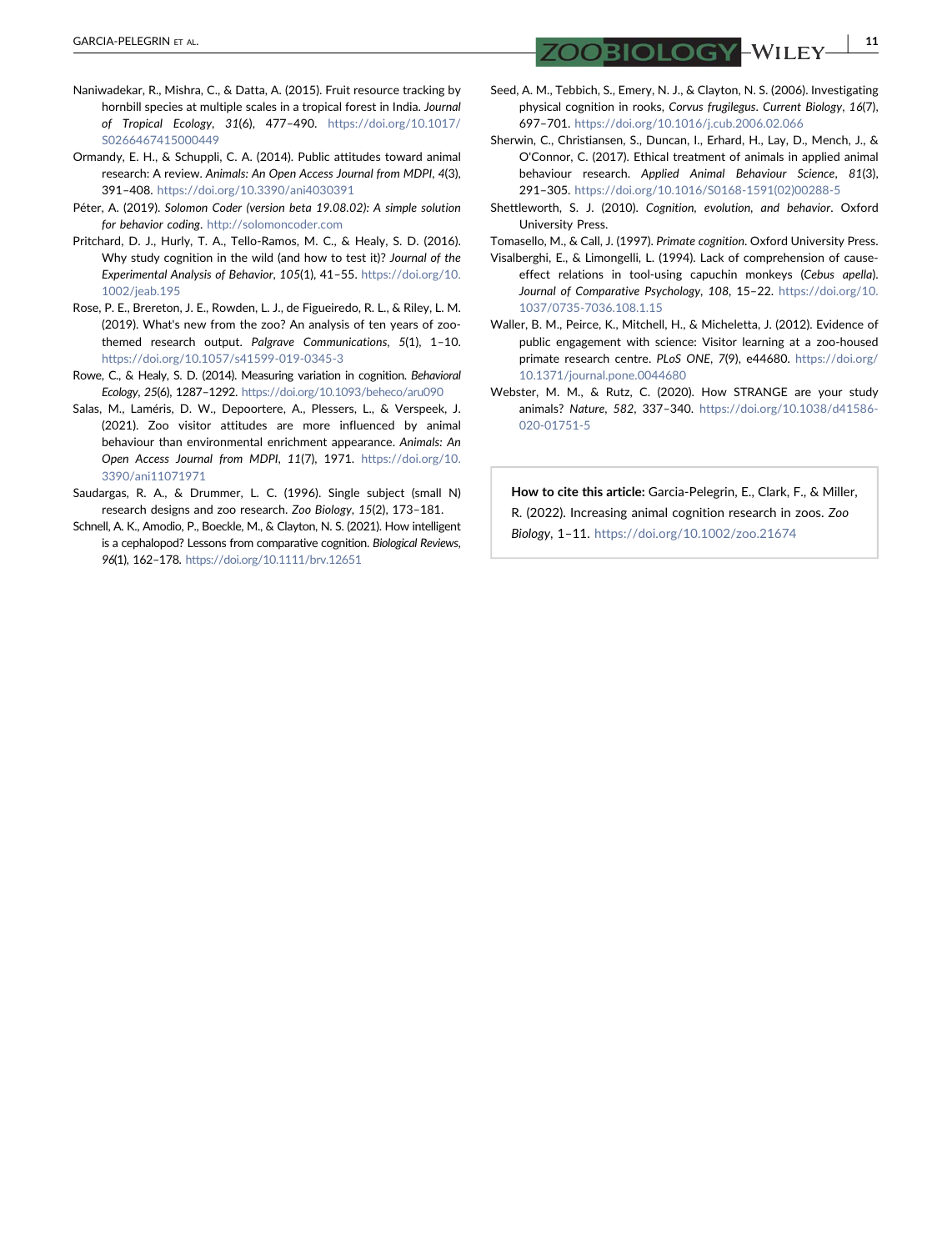Naniwadekar, R., Mishra, C., & Datta, A. (2015). Fruit resource tracking by hornbill species at multiple scales in a tropical forest in India. *Journal of Tropical Ecology*, *31*(6), 477–490. https://doi.org/10.1017/S0266467415000449

Ormandy, E. H., & Schuppli, C. A. (2014). Public attitudes toward animal research: A review. *Animals: An Open Access Journal from MDPI*, *4*(3), 391–408. https://doi.org/10.3390/ani4030391

Péter, A. (2019). *Solomon Coder (version beta 19.08.02): A simple solution for behavior coding*. http://solomoncoder.com

Pritchard, D. J., Hurly, T. A., Tello-Ramos, M. C., & Healy, S. D. (2016). Why study cognition in the wild (and how to test it)? *Journal of the Experimental Analysis of Behavior*, *105*(1), 41–55. https://doi.org/10.1002/jeab.195

Rose, P. E., Brereton, J. E., Rowden, L. J., de Figueiredo, R. L., & Riley, L. M. (2019). What's new from the zoo? An analysis of ten years of zoo-themed research output. *Palgrave Communications*, *5*(1), 1–10. https://doi.org/10.1057/s41599-019-0345-3

Rowe, C., & Healy, S. D. (2014). Measuring variation in cognition. *Behavioral Ecology*, *25*(6), 1287–1292. https://doi.org/10.1093/beheco/aru090

Salas, M., Laméris, D. W., Depoortere, A., Plessers, L., & Verspeek, J. (2021). Zoo visitor attitudes are more influenced by animal behaviour than environmental enrichment appearance. *Animals: An Open Access Journal from MDPI*, *11*(7), 1971. https://doi.org/10.3390/ani11071971

Saudargas, R. A., & Drummer, L. C. (1996). Single subject (small N) research designs and zoo research. *Zoo Biology*, *15*(2), 173–181.

Schnell, A. K., Amodio, P., Boeckle, M., & Clayton, N. S. (2021). How intelligent is a cephalopod? Lessons from comparative cognition. *Biological Reviews*, *96*(1), 162–178. https://doi.org/10.1111/brv.12651

Seed, A. M., Tebbich, S., Emery, N. J., & Clayton, N. S. (2006). Investigating physical cognition in rooks, *Corvus frugilegus*. *Current Biology*, *16*(7), 697–701. https://doi.org/10.1016/j.cub.2006.02.066

Sherwin, C., Christiansen, S., Duncan, I., Erhard, H., Lay, D., Mench, J., & O'Connor, C. (2017). Ethical treatment of animals in applied animal behaviour research. *Applied Animal Behaviour Science*, *81*(3), 291–305. https://doi.org/10.1016/S0168-1591(02)00288-5

Shettleworth, S. J. (2010). *Cognition, evolution, and behavior*. Oxford University Press.

Tomasello, M., & Call, J. (1997). *Primate cognition*. Oxford University Press.

Visalberghi, E., & Limongelli, L. (1994). Lack of comprehension of cause-effect relations in tool-using capuchin monkeys (*Cebus apella*). *Journal of Comparative Psychology*, *108*, 15–22. https://doi.org/10.1037/0735-7036.108.1.15

Waller, B. M., Peirce, K., Mitchell, H., & Micheletta, J. (2012). Evidence of public engagement with science: Visitor learning at a zoo-housed primate research centre. *PLoS ONE*, *7*(9), e44680. https://doi.org/10.1371/journal.pone.0044680

Webster, M. M., & Rutz, C. (2020). How STRANGE are your study animals? *Nature*, *582*, 337–340. https://doi.org/10.1038/d41586-020-01751-5

**How to cite this article:** Garcia-Pelegrin, E., Clark, F., & Miller, R. (2022). Increasing animal cognition research in zoos. *Zoo Biology*, 1–11. https://doi.org/10.1002/zoo.21674